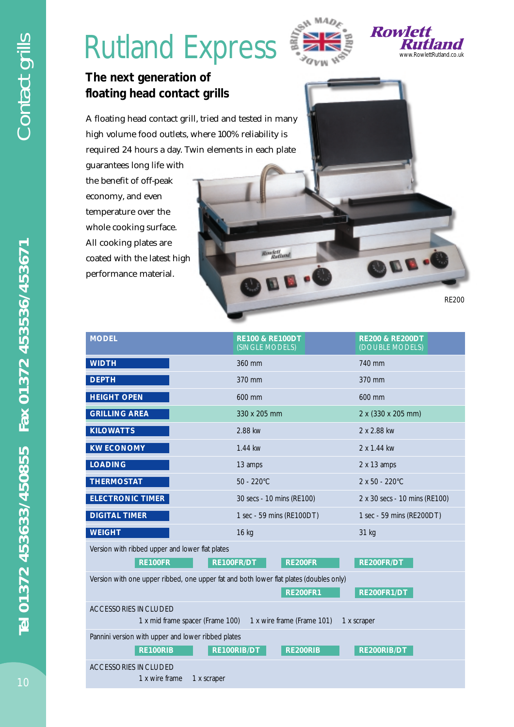# Rutland Express

Rowlett Rutland
www.RowlettRutland.co.uk

## The next generation of floating head contact grills

A floating head contact grill, tried and tested in many high volume food outlets, where 100% reliability is required 24 hours a day. Twin elements in each plate guarantees long life with the benefit of off-peak economy, and even temperature over the whole cooking surface. All cooking plates are coated with the latest high performance material.

RE200

| MODEL | RE100 & RE100DT (SINGLE MODELS) | RE200 & RE200DT (DOUBLE MODELS) |
|---|---|---|
| WIDTH | 360 mm | 740 mm |
| DEPTH | 370 mm | 370 mm |
| HEIGHT OPEN | 600 mm | 600 mm |
| GRILLING AREA | 330 x 205 mm | 2 x (330 x 205 mm) |
| KILOWATTS | 2.88 kw | 2 x 2.88 kw |
| KW ECONOMY | 1.44 kw | 2 x 1.44 kw |
| LOADING | 13 amps | 2 x 13 amps |
| THERMOSTAT | 50 - 220°C | 2 x 50 - 220°C |
| ELECTRONIC TIMER | 30 secs - 10 mins (RE100) | 2 x 30 secs - 10 mins (RE100) |
| DIGITAL TIMER | 1 sec - 59 mins (RE100DT) | 1 sec - 59 mins (RE200DT) |
| WEIGHT | 16 kg | 31 kg |

Version with ribbed upper and lower flat plates

**RE100FR** **RE100FR/DT** **RE200FR** **RE200FR/DT**

Version with one upper ribbed, one upper fat and both lower flat plates (doubles only)

**RE200FR1** **RE200FR1/DT**

ACCESSORIES INCLUDED

1 x mid frame spacer (Frame 100) 1 x wire frame (Frame 101) 1 x scraper

Pannini version with upper and lower ribbed plates

**RE100RIB** **RE100RIB/DT** **RE200RIB** **RE200RIB/DT**

ACCESSORIES INCLUDED

1 x wire frame 1 x scraper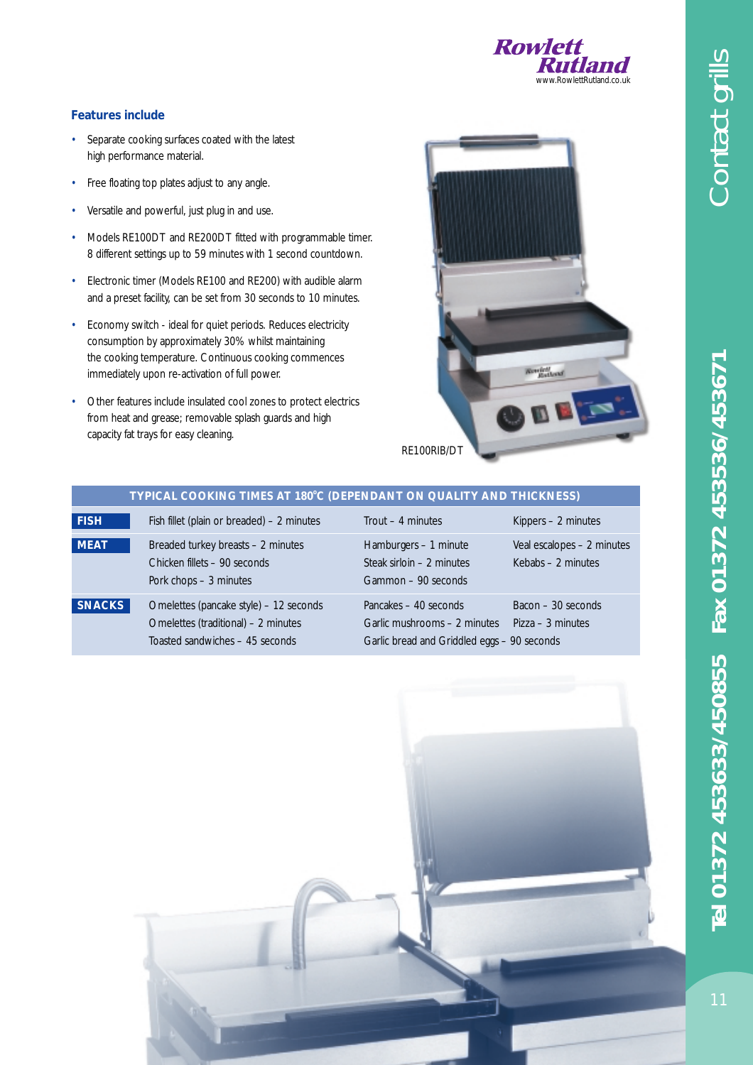## Features include

- Separate cooking surfaces coated with the latest high performance material.
- Free floating top plates adjust to any angle.
- Versatile and powerful, just plug in and use.
- Models RE100DT and RE200DT fitted with programmable timer. 8 different settings up to 59 minutes with 1 second countdown.
- Electronic timer (Models RE100 and RE200) with audible alarm and a preset facility, can be set from 30 seconds to 10 minutes.
- Economy switch - ideal for quiet periods. Reduces electricity consumption by approximately 30% whilst maintaining the cooking temperature. Continuous cooking commences immediately upon re-activation of full power.
- Other features include insulated cool zones to protect electrics from heat and grease; removable splash guards and high capacity fat trays for easy cleaning.

RE100RIB/DT

| TYPICAL COOKING TIMES AT 180°C (DEPENDANT ON QUALITY AND THICKNESS) | | | |
|---|---|---|---|
| **FISH** | Fish fillet (plain or breaded) – 2 minutes | Trout – 4 minutes | Kippers – 2 minutes |
| **MEAT** | Breaded turkey breasts – 2 minutes<br>Chicken fillets – 90 seconds<br>Pork chops – 3 minutes | Hamburgers – 1 minute<br>Steak sirloin – 2 minutes<br>Gammon – 90 seconds | Veal escalopes – 2 minutes<br>Kebabs – 2 minutes |
| **SNACKS** | Omelettes (pancake style) – 12 seconds<br>Omelettes (traditional) – 2 minutes<br>Toasted sandwiches – 45 seconds | Pancakes – 40 seconds<br>Garlic mushrooms – 2 minutes<br>Garlic bread and Griddled eggs – 90 seconds | Bacon – 30 seconds<br>Pizza – 3 minutes |